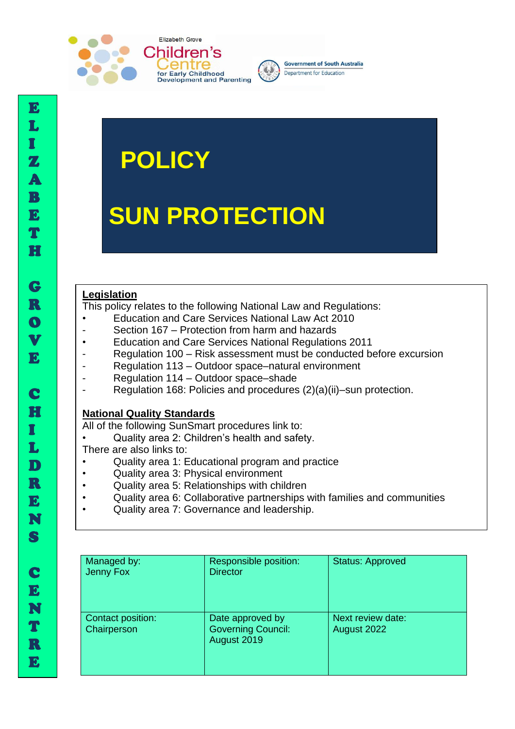Elizabeth Grove **Children's Centre** for Early Childhood Development and Parenting

Government of South Australia
Department for Education

ELIZABETH GROVE CHILDRENS CENTRE

# POLICY

# SUN PROTECTION

**Legislation**

This policy relates to the following National Law and Regulations:

- Education and Care Services National Law Act 2010
  - Section 167 – Protection from harm and hazards
- Education and Care Services National Regulations 2011
  - Regulation 100 – Risk assessment must be conducted before excursion
  - Regulation 113 – Outdoor space–natural environment
  - Regulation 114 – Outdoor space–shade
  - Regulation 168: Policies and procedures (2)(a)(ii)–sun protection.

**National Quality Standards**

All of the following SunSmart procedures link to:

- Quality area 2: Children's health and safety.

There are also links to:

- Quality area 1: Educational program and practice
- Quality area 3: Physical environment
- Quality area 5: Relationships with children
- Quality area 6: Collaborative partnerships with families and communities
- Quality area 7: Governance and leadership.

| Managed by: Jenny Fox | Responsible position: Director | Status: Approved |
|---|---|---|
| Contact position: Chairperson | Date approved by Governing Council: August 2019 | Next review date: August 2022 |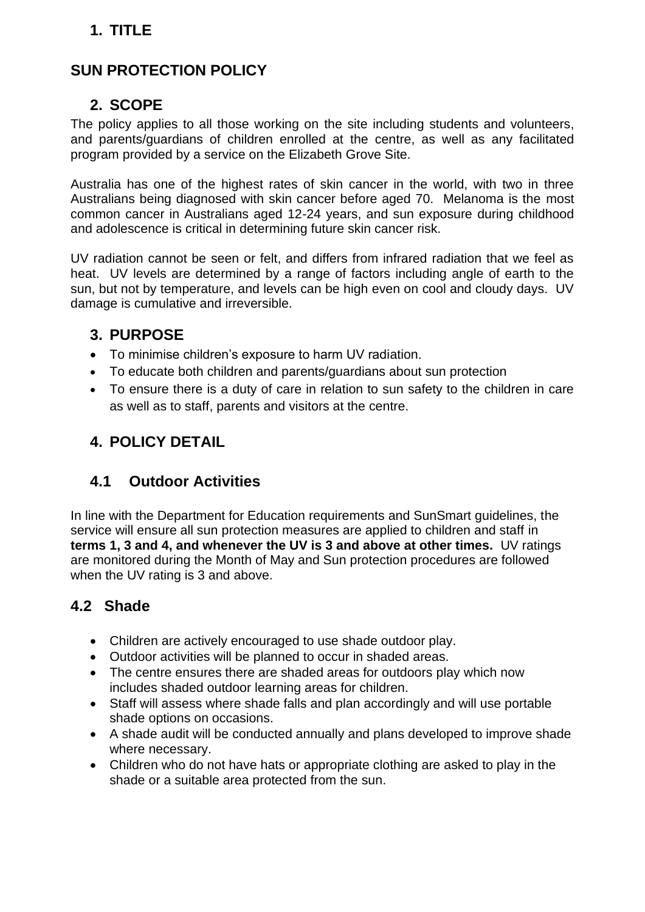## 1. TITLE

## SUN PROTECTION POLICY

## 2. SCOPE

The policy applies to all those working on the site including students and volunteers, and parents/guardians of children enrolled at the centre, as well as any facilitated program provided by a service on the Elizabeth Grove Site.

Australia has one of the highest rates of skin cancer in the world, with two in three Australians being diagnosed with skin cancer before aged 70. Melanoma is the most common cancer in Australians aged 12-24 years, and sun exposure during childhood and adolescence is critical in determining future skin cancer risk.

UV radiation cannot be seen or felt, and differs from infrared radiation that we feel as heat. UV levels are determined by a range of factors including angle of earth to the sun, but not by temperature, and levels can be high even on cool and cloudy days. UV damage is cumulative and irreversible.

## 3. PURPOSE

- To minimise children's exposure to harm UV radiation.
- To educate both children and parents/guardians about sun protection
- To ensure there is a duty of care in relation to sun safety to the children in care as well as to staff, parents and visitors at the centre.

## 4. POLICY DETAIL

### 4.1 Outdoor Activities

In line with the Department for Education requirements and SunSmart guidelines, the service will ensure all sun protection measures are applied to children and staff in **terms 1, 3 and 4, and whenever the UV is 3 and above at other times.** UV ratings are monitored during the Month of May and Sun protection procedures are followed when the UV rating is 3 and above.

### 4.2 Shade

- Children are actively encouraged to use shade outdoor play.
- Outdoor activities will be planned to occur in shaded areas.
- The centre ensures there are shaded areas for outdoors play which now includes shaded outdoor learning areas for children.
- Staff will assess where shade falls and plan accordingly and will use portable shade options on occasions.
- A shade audit will be conducted annually and plans developed to improve shade where necessary.
- Children who do not have hats or appropriate clothing are asked to play in the shade or a suitable area protected from the sun.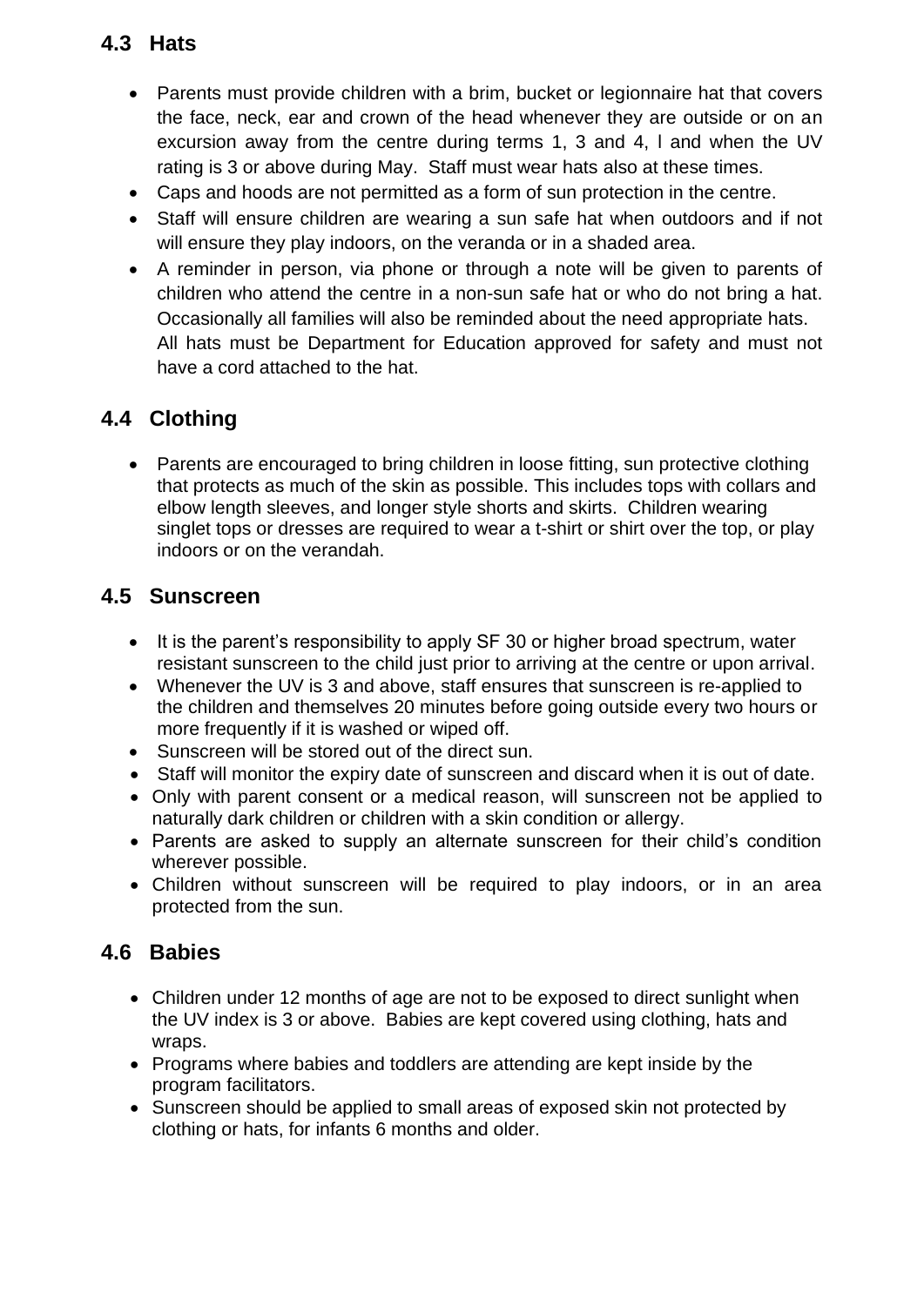## 4.3 Hats

- Parents must provide children with a brim, bucket or legionnaire hat that covers the face, neck, ear and crown of the head whenever they are outside or on an excursion away from the centre during terms 1, 3 and 4, l and when the UV rating is 3 or above during May. Staff must wear hats also at these times.
- Caps and hoods are not permitted as a form of sun protection in the centre.
- Staff will ensure children are wearing a sun safe hat when outdoors and if not will ensure they play indoors, on the veranda or in a shaded area.
- A reminder in person, via phone or through a note will be given to parents of children who attend the centre in a non-sun safe hat or who do not bring a hat. Occasionally all families will also be reminded about the need appropriate hats. All hats must be Department for Education approved for safety and must not have a cord attached to the hat.

## 4.4 Clothing

- Parents are encouraged to bring children in loose fitting, sun protective clothing that protects as much of the skin as possible. This includes tops with collars and elbow length sleeves, and longer style shorts and skirts. Children wearing singlet tops or dresses are required to wear a t-shirt or shirt over the top, or play indoors or on the verandah.

## 4.5 Sunscreen

- It is the parent's responsibility to apply SF 30 or higher broad spectrum, water resistant sunscreen to the child just prior to arriving at the centre or upon arrival.
- Whenever the UV is 3 and above, staff ensures that sunscreen is re-applied to the children and themselves 20 minutes before going outside every two hours or more frequently if it is washed or wiped off.
- Sunscreen will be stored out of the direct sun.
- Staff will monitor the expiry date of sunscreen and discard when it is out of date.
- Only with parent consent or a medical reason, will sunscreen not be applied to naturally dark children or children with a skin condition or allergy.
- Parents are asked to supply an alternate sunscreen for their child's condition wherever possible.
- Children without sunscreen will be required to play indoors, or in an area protected from the sun.

## 4.6 Babies

- Children under 12 months of age are not to be exposed to direct sunlight when the UV index is 3 or above. Babies are kept covered using clothing, hats and wraps.
- Programs where babies and toddlers are attending are kept inside by the program facilitators.
- Sunscreen should be applied to small areas of exposed skin not protected by clothing or hats, for infants 6 months and older.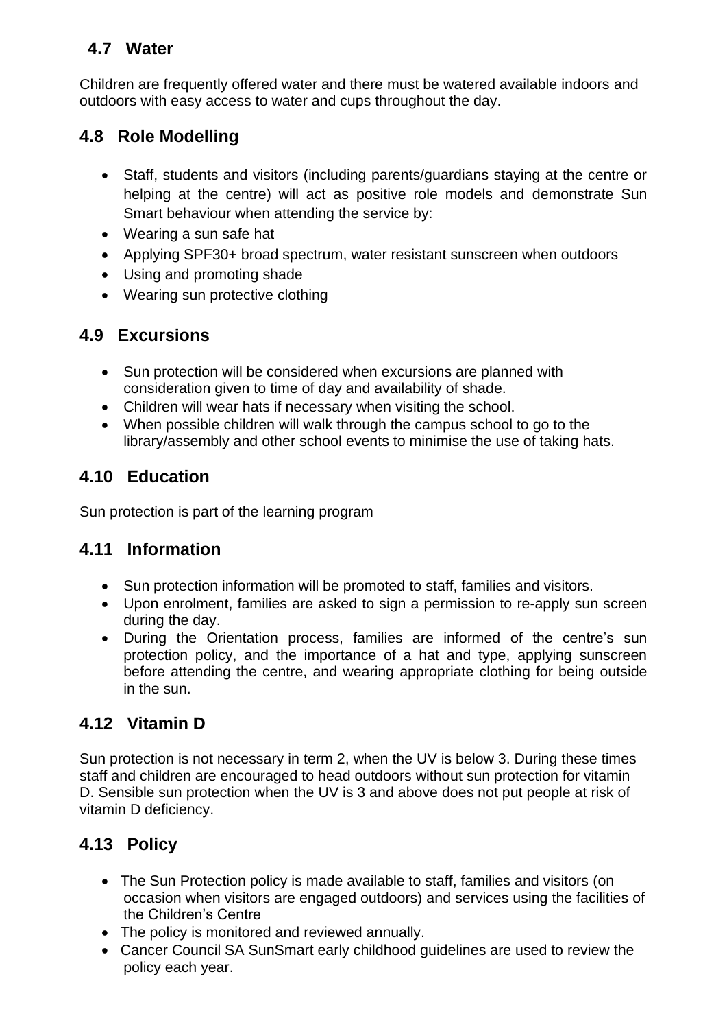## 4.7 Water

Children are frequently offered water and there must be watered available indoors and outdoors with easy access to water and cups throughout the day.

## 4.8 Role Modelling

- Staff, students and visitors (including parents/guardians staying at the centre or helping at the centre) will act as positive role models and demonstrate Sun Smart behaviour when attending the service by:
- Wearing a sun safe hat
- Applying SPF30+ broad spectrum, water resistant sunscreen when outdoors
- Using and promoting shade
- Wearing sun protective clothing

## 4.9 Excursions

- Sun protection will be considered when excursions are planned with consideration given to time of day and availability of shade.
- Children will wear hats if necessary when visiting the school.
- When possible children will walk through the campus school to go to the library/assembly and other school events to minimise the use of taking hats.

## 4.10 Education

Sun protection is part of the learning program

## 4.11 Information

- Sun protection information will be promoted to staff, families and visitors.
- Upon enrolment, families are asked to sign a permission to re-apply sun screen during the day.
- During the Orientation process, families are informed of the centre's sun protection policy, and the importance of a hat and type, applying sunscreen before attending the centre, and wearing appropriate clothing for being outside in the sun.

## 4.12 Vitamin D

Sun protection is not necessary in term 2, when the UV is below 3. During these times staff and children are encouraged to head outdoors without sun protection for vitamin D. Sensible sun protection when the UV is 3 and above does not put people at risk of vitamin D deficiency.

## 4.13 Policy

- The Sun Protection policy is made available to staff, families and visitors (on occasion when visitors are engaged outdoors) and services using the facilities of the Children's Centre
- The policy is monitored and reviewed annually.
- Cancer Council SA SunSmart early childhood guidelines are used to review the policy each year.